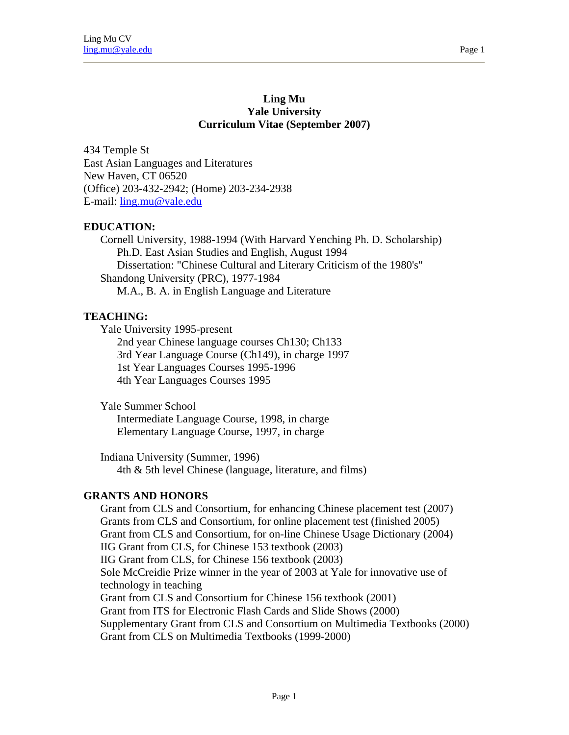# Ling Mu
## Yale University
## Curriculum Vitae (September 2007)

434 Temple St
East Asian Languages and Literatures
New Haven, CT 06520
(Office) 203-432-2942; (Home) 203-234-2938
E-mail: ling.mu@yale.edu

## EDUCATION:

Cornell University, 1988-1994 (With Harvard Yenching Ph. D. Scholarship)
- Ph.D. East Asian Studies and English, August 1994
- Dissertation: "Chinese Cultural and Literary Criticism of the 1980's"

Shandong University (PRC), 1977-1984
- M.A., B. A. in English Language and Literature

## TEACHING:

Yale University 1995-present
- 2nd year Chinese language courses Ch130; Ch133
- 3rd Year Language Course (Ch149), in charge 1997
- 1st Year Languages Courses 1995-1996
- 4th Year Languages Courses 1995

Yale Summer School
- Intermediate Language Course, 1998, in charge
- Elementary Language Course, 1997, in charge

Indiana University (Summer, 1996)
- 4th & 5th level Chinese (language, literature, and films)

## GRANTS AND HONORS

- Grant from CLS and Consortium, for enhancing Chinese placement test (2007)
- Grants from CLS and Consortium, for online placement test (finished 2005)
- Grant from CLS and Consortium, for on-line Chinese Usage Dictionary (2004)
- IIG Grant from CLS, for Chinese 153 textbook (2003)
- IIG Grant from CLS, for Chinese 156 textbook (2003)
- Sole McCreidie Prize winner in the year of 2003 at Yale for innovative use of technology in teaching
- Grant from CLS and Consortium for Chinese 156 textbook (2001)
- Grant from ITS for Electronic Flash Cards and Slide Shows (2000)
- Supplementary Grant from CLS and Consortium on Multimedia Textbooks (2000)
- Grant from CLS on Multimedia Textbooks (1999-2000)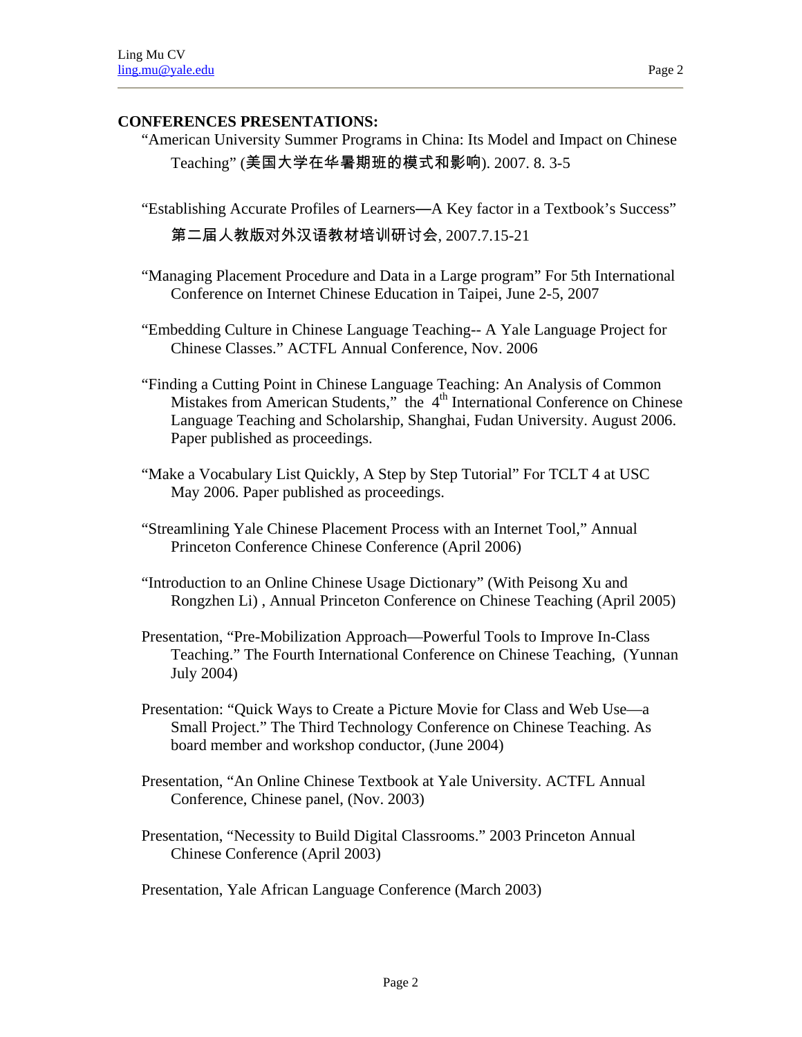**CONFERENCES PRESENTATIONS:**

"American University Summer Programs in China: Its Model and Impact on Chinese Teaching" (美国大学在华暑期班的模式和影响). 2007. 8. 3-5

"Establishing Accurate Profiles of Learners—A Key factor in a Textbook's Success" 第二届人教版对外汉语教材培训研讨会, 2007.7.15-21

"Managing Placement Procedure and Data in a Large program" For 5th International Conference on Internet Chinese Education in Taipei, June 2-5, 2007

"Embedding Culture in Chinese Language Teaching-- A Yale Language Project for Chinese Classes." ACTFL Annual Conference, Nov. 2006

"Finding a Cutting Point in Chinese Language Teaching: An Analysis of Common Mistakes from American Students," the 4th International Conference on Chinese Language Teaching and Scholarship, Shanghai, Fudan University. August 2006. Paper published as proceedings.

"Make a Vocabulary List Quickly, A Step by Step Tutorial" For TCLT 4 at USC May 2006. Paper published as proceedings.

"Streamlining Yale Chinese Placement Process with an Internet Tool," Annual Princeton Conference Chinese Conference (April 2006)

"Introduction to an Online Chinese Usage Dictionary" (With Peisong Xu and Rongzhen Li) , Annual Princeton Conference on Chinese Teaching (April 2005)

Presentation, "Pre-Mobilization Approach—Powerful Tools to Improve In-Class Teaching." The Fourth International Conference on Chinese Teaching, (Yunnan July 2004)

Presentation: "Quick Ways to Create a Picture Movie for Class and Web Use—a Small Project." The Third Technology Conference on Chinese Teaching. As board member and workshop conductor, (June 2004)

Presentation, "An Online Chinese Textbook at Yale University. ACTFL Annual Conference, Chinese panel, (Nov. 2003)

Presentation, "Necessity to Build Digital Classrooms." 2003 Princeton Annual Chinese Conference (April 2003)

Presentation, Yale African Language Conference (March 2003)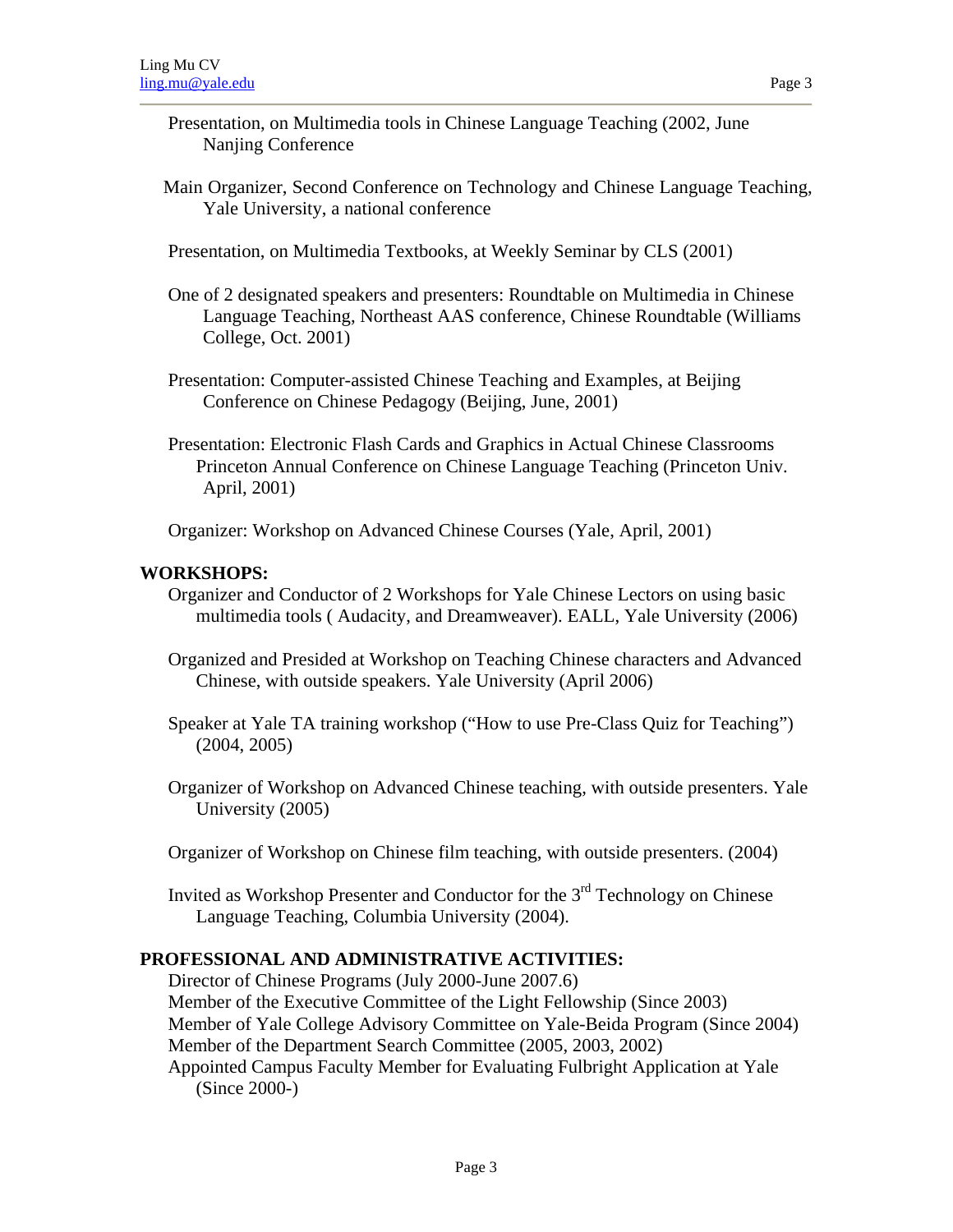Presentation, on Multimedia tools in Chinese Language Teaching (2002, June Nanjing Conference

Main Organizer, Second Conference on Technology and Chinese Language Teaching, Yale University, a national conference

Presentation, on Multimedia Textbooks, at Weekly Seminar by CLS (2001)

One of 2 designated speakers and presenters: Roundtable on Multimedia in Chinese Language Teaching, Northeast AAS conference, Chinese Roundtable (Williams College, Oct. 2001)

Presentation: Computer-assisted Chinese Teaching and Examples, at Beijing Conference on Chinese Pedagogy (Beijing, June, 2001)

Presentation: Electronic Flash Cards and Graphics in Actual Chinese Classrooms Princeton Annual Conference on Chinese Language Teaching (Princeton Univ. April, 2001)

Organizer: Workshop on Advanced Chinese Courses (Yale, April, 2001)

**WORKSHOPS:**

Organizer and Conductor of 2 Workshops for Yale Chinese Lectors on using basic multimedia tools ( Audacity, and Dreamweaver). EALL, Yale University (2006)

Organized and Presided at Workshop on Teaching Chinese characters and Advanced Chinese, with outside speakers. Yale University (April 2006)

Speaker at Yale TA training workshop ("How to use Pre-Class Quiz for Teaching") (2004, 2005)

Organizer of Workshop on Advanced Chinese teaching, with outside presenters. Yale University (2005)

Organizer of Workshop on Chinese film teaching, with outside presenters. (2004)

Invited as Workshop Presenter and Conductor for the 3rd Technology on Chinese Language Teaching, Columbia University (2004).

**PROFESSIONAL AND ADMINISTRATIVE ACTIVITIES:**

Director of Chinese Programs (July 2000-June 2007.6)  
Member of the Executive Committee of the Light Fellowship (Since 2003)  
Member of Yale College Advisory Committee on Yale-Beida Program (Since 2004)  
Member of the Department Search Committee (2005, 2003, 2002)  
Appointed Campus Faculty Member for Evaluating Fulbright Application at Yale (Since 2000-)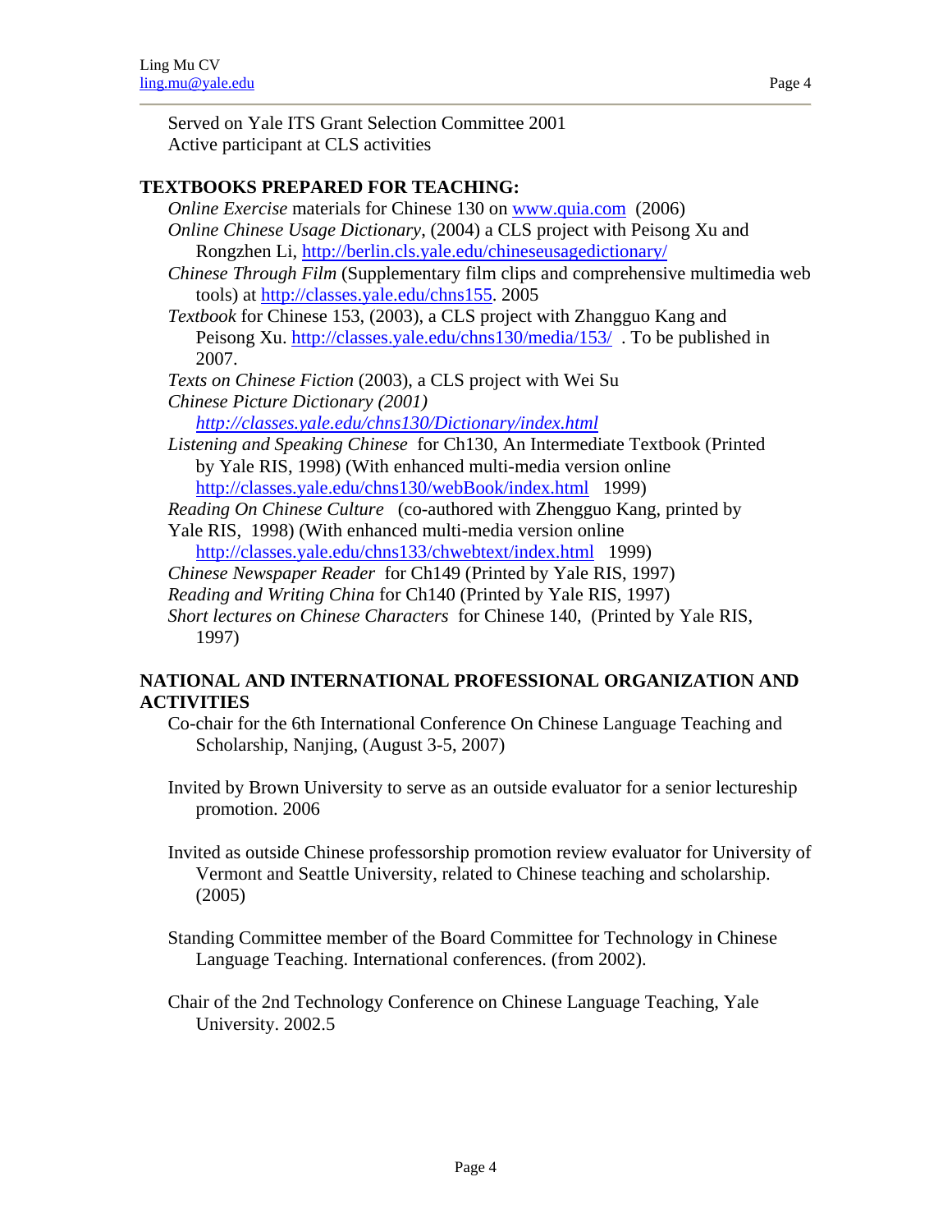Served on Yale ITS Grant Selection Committee 2001
Active participant at CLS activities

## TEXTBOOKS PREPARED FOR TEACHING:

*Online Exercise* materials for Chinese 130 on www.quia.com (2006)
*Online Chinese Usage Dictionary*, (2004) a CLS project with Peisong Xu and Rongzhen Li, http://berlin.cls.yale.edu/chineseusagedictionary/
*Chinese Through Film* (Supplementary film clips and comprehensive multimedia web tools) at http://classes.yale.edu/chns155. 2005
*Textbook* for Chinese 153, (2003), a CLS project with Zhangguo Kang and Peisong Xu. http://classes.yale.edu/chns130/media/153/ . To be published in 2007.
*Texts on Chinese Fiction* (2003), a CLS project with Wei Su
*Chinese Picture Dictionary (2001)*
*http://classes.yale.edu/chns130/Dictionary/index.html*
*Listening and Speaking Chinese* for Ch130, An Intermediate Textbook (Printed by Yale RIS, 1998) (With enhanced multi-media version online http://classes.yale.edu/chns130/webBook/index.html 1999)
*Reading On Chinese Culture* (co-authored with Zhengguo Kang, printed by Yale RIS, 1998) (With enhanced multi-media version online http://classes.yale.edu/chns133/chwebtext/index.html 1999)
*Chinese Newspaper Reader* for Ch149 (Printed by Yale RIS, 1997)
*Reading and Writing China* for Ch140 (Printed by Yale RIS, 1997)
*Short lectures on Chinese Characters* for Chinese 140, (Printed by Yale RIS, 1997)

## NATIONAL AND INTERNATIONAL PROFESSIONAL ORGANIZATION AND ACTIVITIES

Co-chair for the 6th International Conference On Chinese Language Teaching and Scholarship, Nanjing, (August 3-5, 2007)

Invited by Brown University to serve as an outside evaluator for a senior lectureship promotion. 2006

Invited as outside Chinese professorship promotion review evaluator for University of Vermont and Seattle University, related to Chinese teaching and scholarship. (2005)

Standing Committee member of the Board Committee for Technology in Chinese Language Teaching. International conferences. (from 2002).

Chair of the 2nd Technology Conference on Chinese Language Teaching, Yale University. 2002.5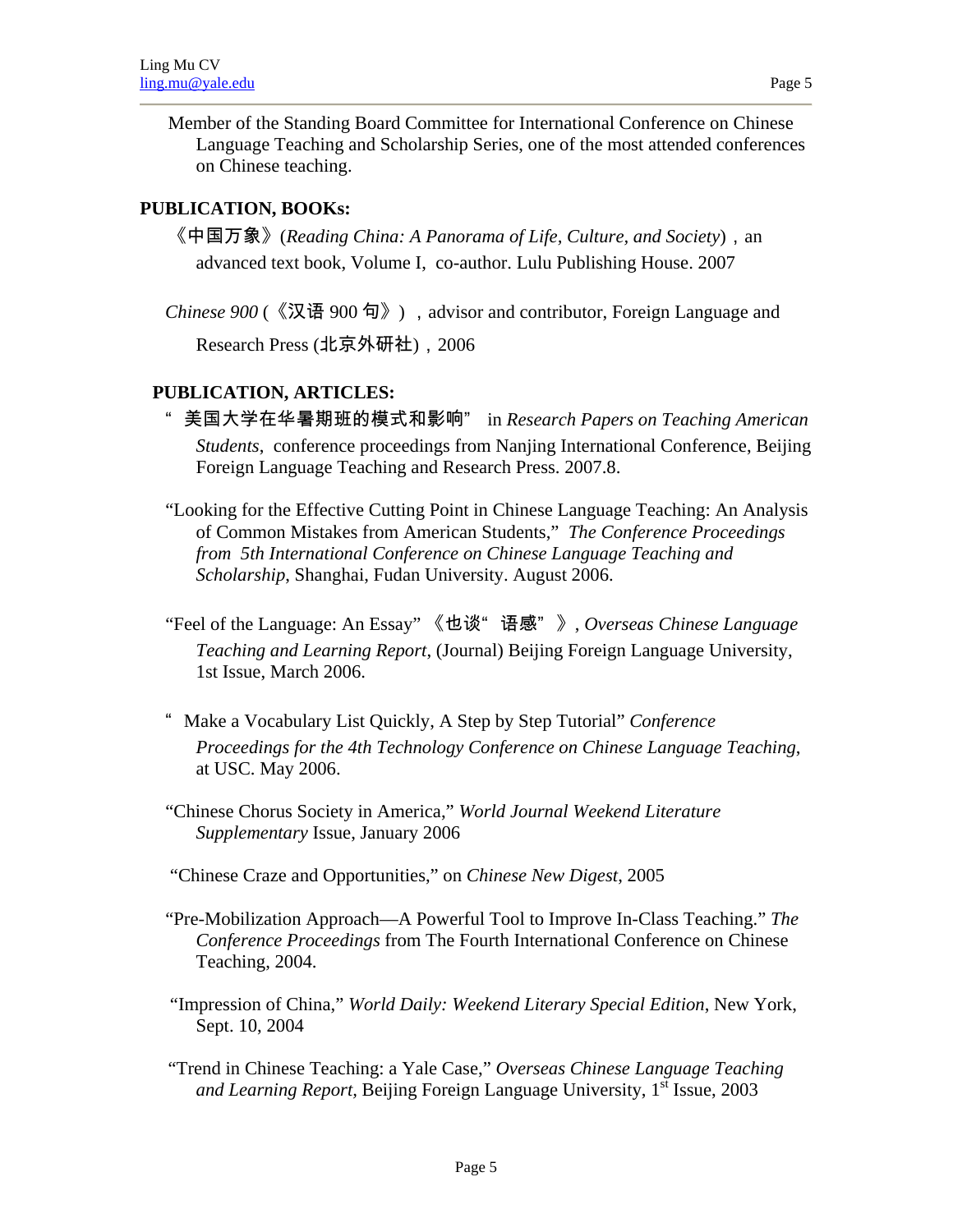Member of the Standing Board Committee for International Conference on Chinese Language Teaching and Scholarship Series, one of the most attended conferences on Chinese teaching.

**PUBLICATION, BOOKs:**

《中国万象》(*Reading China: A Panorama of Life, Culture, and Society*)，an advanced text book, Volume I, co-author. Lulu Publishing House. 2007

*Chinese 900* (《汉语 900 句》)，advisor and contributor, Foreign Language and Research Press (北京外研社)，2006

**PUBLICATION, ARTICLES:**

" 美国大学在华暑期班的模式和影响" in *Research Papers on Teaching American Students*, conference proceedings from Nanjing International Conference, Beijing Foreign Language Teaching and Research Press. 2007.8.

"Looking for the Effective Cutting Point in Chinese Language Teaching: An Analysis of Common Mistakes from American Students," *The Conference Proceedings from 5th International Conference on Chinese Language Teaching and Scholarship*, Shanghai, Fudan University. August 2006.

"Feel of the Language: An Essay" 《也谈" 语感" 》, *Overseas Chinese Language Teaching and Learning Report*, (Journal) Beijing Foreign Language University, 1st Issue, March 2006.

" Make a Vocabulary List Quickly, A Step by Step Tutorial" *Conference Proceedings for the 4th Technology Conference on Chinese Language Teaching*, at USC. May 2006.

"Chinese Chorus Society in America," *World Journal Weekend Literature Supplementary* Issue, January 2006

"Chinese Craze and Opportunities," on *Chinese New Digest*, 2005

"Pre-Mobilization Approach—A Powerful Tool to Improve In-Class Teaching." *The Conference Proceedings* from The Fourth International Conference on Chinese Teaching, 2004.

"Impression of China," *World Daily: Weekend Literary Special Edition*, New York, Sept. 10, 2004

"Trend in Chinese Teaching: a Yale Case," *Overseas Chinese Language Teaching and Learning Report*, Beijing Foreign Language University, 1st Issue, 2003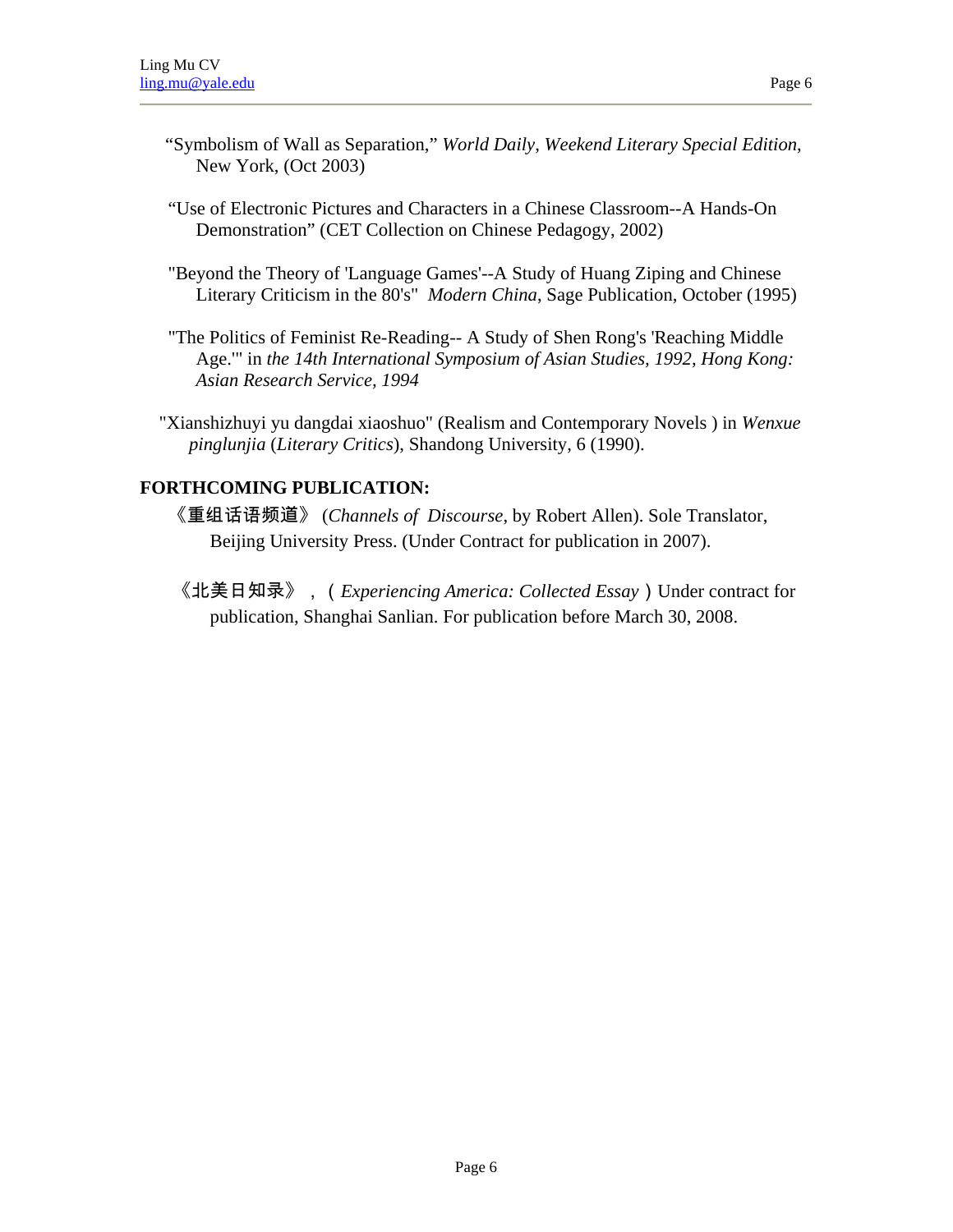"Symbolism of Wall as Separation," *World Daily*, *Weekend Literary Special Edition*, New York, (Oct 2003)

"Use of Electronic Pictures and Characters in a Chinese Classroom--A Hands-On Demonstration" (CET Collection on Chinese Pedagogy, 2002)

"Beyond the Theory of 'Language Games'--A Study of Huang Ziping and Chinese Literary Criticism in the 80's" *Modern China*, Sage Publication, October (1995)

"The Politics of Feminist Re-Reading-- A Study of Shen Rong's 'Reaching Middle Age.'" in *the 14th International Symposium of Asian Studies, 1992, Hong Kong: Asian Research Service, 1994*

"Xianshizhuyi yu dangdai xiaoshuo" (Realism and Contemporary Novels ) in *Wenxue pinglunjia* (*Literary Critics*), Shandong University, 6 (1990).

**FORTHCOMING PUBLICATION:**

《重组话语频道》 (*Channels of Discourse*, by Robert Allen). Sole Translator, Beijing University Press. (Under Contract for publication in 2007).

《北美日知录》，（*Experiencing America: Collected Essay*）Under contract for publication, Shanghai Sanlian. For publication before March 30, 2008.